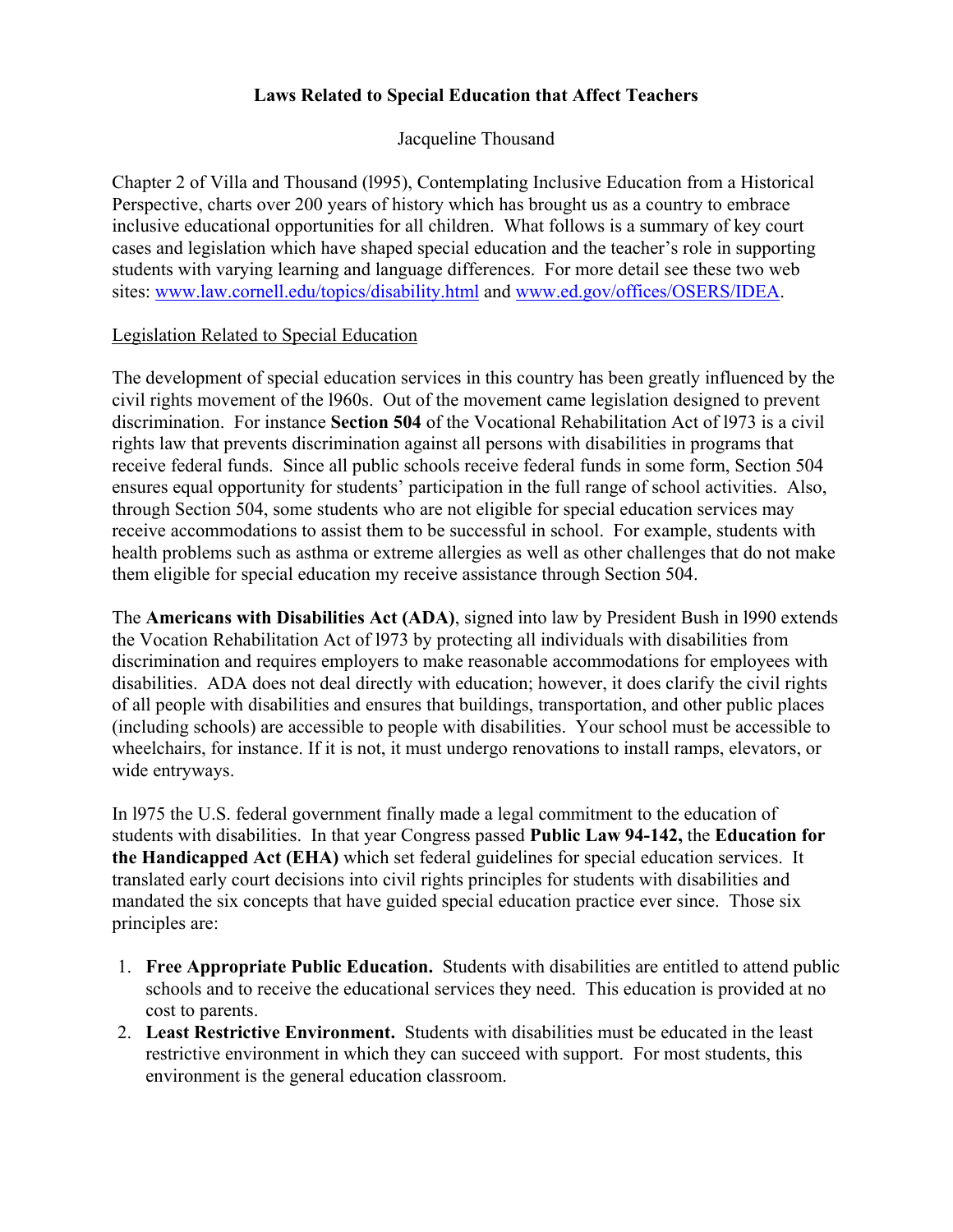# Laws Related to Special Education that Affect Teachers

Jacqueline Thousand

Chapter 2 of Villa and Thousand (l995), Contemplating Inclusive Education from a Historical Perspective, charts over 200 years of history which has brought us as a country to embrace inclusive educational opportunities for all children. What follows is a summary of key court cases and legislation which have shaped special education and the teacher's role in supporting students with varying learning and language differences. For more detail see these two web sites: [www.law.cornell.edu/topics/disability.html](www.law.cornell.edu/topics/disability.html) and [www.ed.gov/offices/OSERS/IDEA](www.ed.gov/offices/OSERS/IDEA).

## Legislation Related to Special Education

The development of special education services in this country has been greatly influenced by the civil rights movement of the l960s. Out of the movement came legislation designed to prevent discrimination. For instance **Section 504** of the Vocational Rehabilitation Act of l973 is a civil rights law that prevents discrimination against all persons with disabilities in programs that receive federal funds. Since all public schools receive federal funds in some form, Section 504 ensures equal opportunity for students' participation in the full range of school activities. Also, through Section 504, some students who are not eligible for special education services may receive accommodations to assist them to be successful in school. For example, students with health problems such as asthma or extreme allergies as well as other challenges that do not make them eligible for special education my receive assistance through Section 504.

The **Americans with Disabilities Act (ADA)**, signed into law by President Bush in l990 extends the Vocation Rehabilitation Act of l973 by protecting all individuals with disabilities from discrimination and requires employers to make reasonable accommodations for employees with disabilities. ADA does not deal directly with education; however, it does clarify the civil rights of all people with disabilities and ensures that buildings, transportation, and other public places (including schools) are accessible to people with disabilities. Your school must be accessible to wheelchairs, for instance. If it is not, it must undergo renovations to install ramps, elevators, or wide entryways.

In l975 the U.S. federal government finally made a legal commitment to the education of students with disabilities. In that year Congress passed **Public Law 94-142,** the **Education for the Handicapped Act (EHA)** which set federal guidelines for special education services. It translated early court decisions into civil rights principles for students with disabilities and mandated the six concepts that have guided special education practice ever since. Those six principles are:

1. **Free Appropriate Public Education.** Students with disabilities are entitled to attend public schools and to receive the educational services they need. This education is provided at no cost to parents.
2. **Least Restrictive Environment.** Students with disabilities must be educated in the least restrictive environment in which they can succeed with support. For most students, this environment is the general education classroom.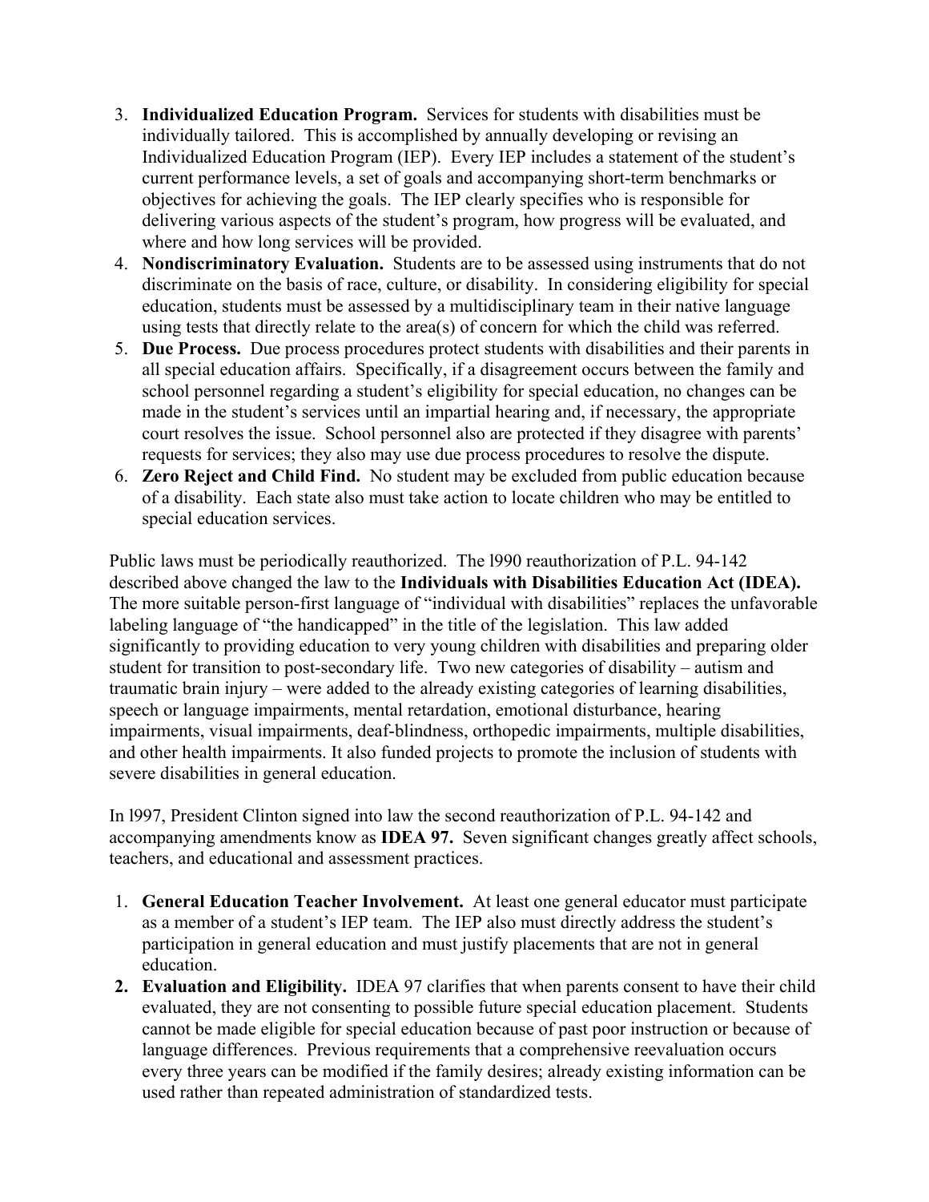3. **Individualized Education Program.** Services for students with disabilities must be individually tailored. This is accomplished by annually developing or revising an Individualized Education Program (IEP). Every IEP includes a statement of the student's current performance levels, a set of goals and accompanying short-term benchmarks or objectives for achieving the goals. The IEP clearly specifies who is responsible for delivering various aspects of the student's program, how progress will be evaluated, and where and how long services will be provided.
4. **Nondiscriminatory Evaluation.** Students are to be assessed using instruments that do not discriminate on the basis of race, culture, or disability. In considering eligibility for special education, students must be assessed by a multidisciplinary team in their native language using tests that directly relate to the area(s) of concern for which the child was referred.
5. **Due Process.** Due process procedures protect students with disabilities and their parents in all special education affairs. Specifically, if a disagreement occurs between the family and school personnel regarding a student's eligibility for special education, no changes can be made in the student's services until an impartial hearing and, if necessary, the appropriate court resolves the issue. School personnel also are protected if they disagree with parents' requests for services; they also may use due process procedures to resolve the dispute.
6. **Zero Reject and Child Find.** No student may be excluded from public education because of a disability. Each state also must take action to locate children who may be entitled to special education services.

Public laws must be periodically reauthorized. The l990 reauthorization of P.L. 94-142 described above changed the law to the **Individuals with Disabilities Education Act (IDEA).** The more suitable person-first language of "individual with disabilities" replaces the unfavorable labeling language of "the handicapped" in the title of the legislation. This law added significantly to providing education to very young children with disabilities and preparing older student for transition to post-secondary life. Two new categories of disability – autism and traumatic brain injury – were added to the already existing categories of learning disabilities, speech or language impairments, mental retardation, emotional disturbance, hearing impairments, visual impairments, deaf-blindness, orthopedic impairments, multiple disabilities, and other health impairments. It also funded projects to promote the inclusion of students with severe disabilities in general education.

In l997, President Clinton signed into law the second reauthorization of P.L. 94-142 and accompanying amendments know as **IDEA 97.** Seven significant changes greatly affect schools, teachers, and educational and assessment practices.

1. **General Education Teacher Involvement.** At least one general educator must participate as a member of a student's IEP team. The IEP also must directly address the student's participation in general education and must justify placements that are not in general education.
2. **Evaluation and Eligibility.** IDEA 97 clarifies that when parents consent to have their child evaluated, they are not consenting to possible future special education placement. Students cannot be made eligible for special education because of past poor instruction or because of language differences. Previous requirements that a comprehensive reevaluation occurs every three years can be modified if the family desires; already existing information can be used rather than repeated administration of standardized tests.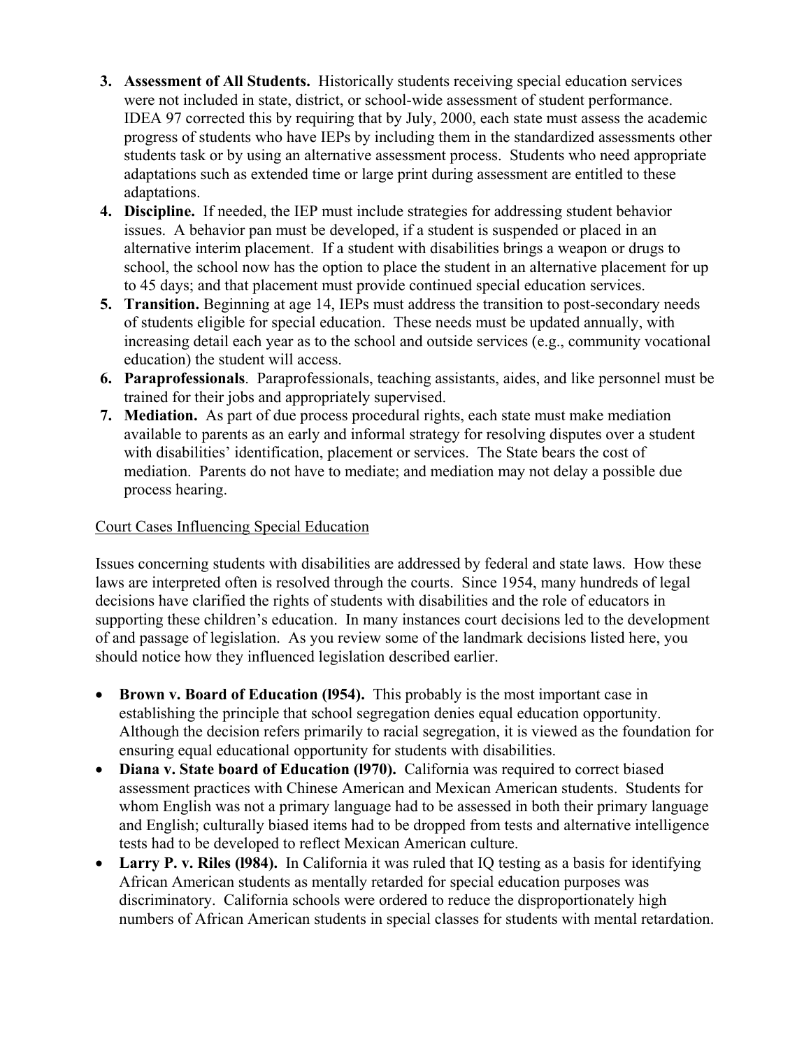3. **Assessment of All Students.** Historically students receiving special education services were not included in state, district, or school-wide assessment of student performance. IDEA 97 corrected this by requiring that by July, 2000, each state must assess the academic progress of students who have IEPs by including them in the standardized assessments other students task or by using an alternative assessment process. Students who need appropriate adaptations such as extended time or large print during assessment are entitled to these adaptations.
4. **Discipline.** If needed, the IEP must include strategies for addressing student behavior issues. A behavior pan must be developed, if a student is suspended or placed in an alternative interim placement. If a student with disabilities brings a weapon or drugs to school, the school now has the option to place the student in an alternative placement for up to 45 days; and that placement must provide continued special education services.
5. **Transition.** Beginning at age 14, IEPs must address the transition to post-secondary needs of students eligible for special education. These needs must be updated annually, with increasing detail each year as to the school and outside services (e.g., community vocational education) the student will access.
6. **Paraprofessionals**. Paraprofessionals, teaching assistants, aides, and like personnel must be trained for their jobs and appropriately supervised.
7. **Mediation.** As part of due process procedural rights, each state must make mediation available to parents as an early and informal strategy for resolving disputes over a student with disabilities' identification, placement or services. The State bears the cost of mediation. Parents do not have to mediate; and mediation may not delay a possible due process hearing.

Court Cases Influencing Special Education

Issues concerning students with disabilities are addressed by federal and state laws. How these laws are interpreted often is resolved through the courts. Since 1954, many hundreds of legal decisions have clarified the rights of students with disabilities and the role of educators in supporting these children's education. In many instances court decisions led to the development of and passage of legislation. As you review some of the landmark decisions listed here, you should notice how they influenced legislation described earlier.

- **Brown v. Board of Education (l954).** This probably is the most important case in establishing the principle that school segregation denies equal education opportunity. Although the decision refers primarily to racial segregation, it is viewed as the foundation for ensuring equal educational opportunity for students with disabilities.
- **Diana v. State board of Education (l970).** California was required to correct biased assessment practices with Chinese American and Mexican American students. Students for whom English was not a primary language had to be assessed in both their primary language and English; culturally biased items had to be dropped from tests and alternative intelligence tests had to be developed to reflect Mexican American culture.
- **Larry P. v. Riles (l984).** In California it was ruled that IQ testing as a basis for identifying African American students as mentally retarded for special education purposes was discriminatory. California schools were ordered to reduce the disproportionately high numbers of African American students in special classes for students with mental retardation.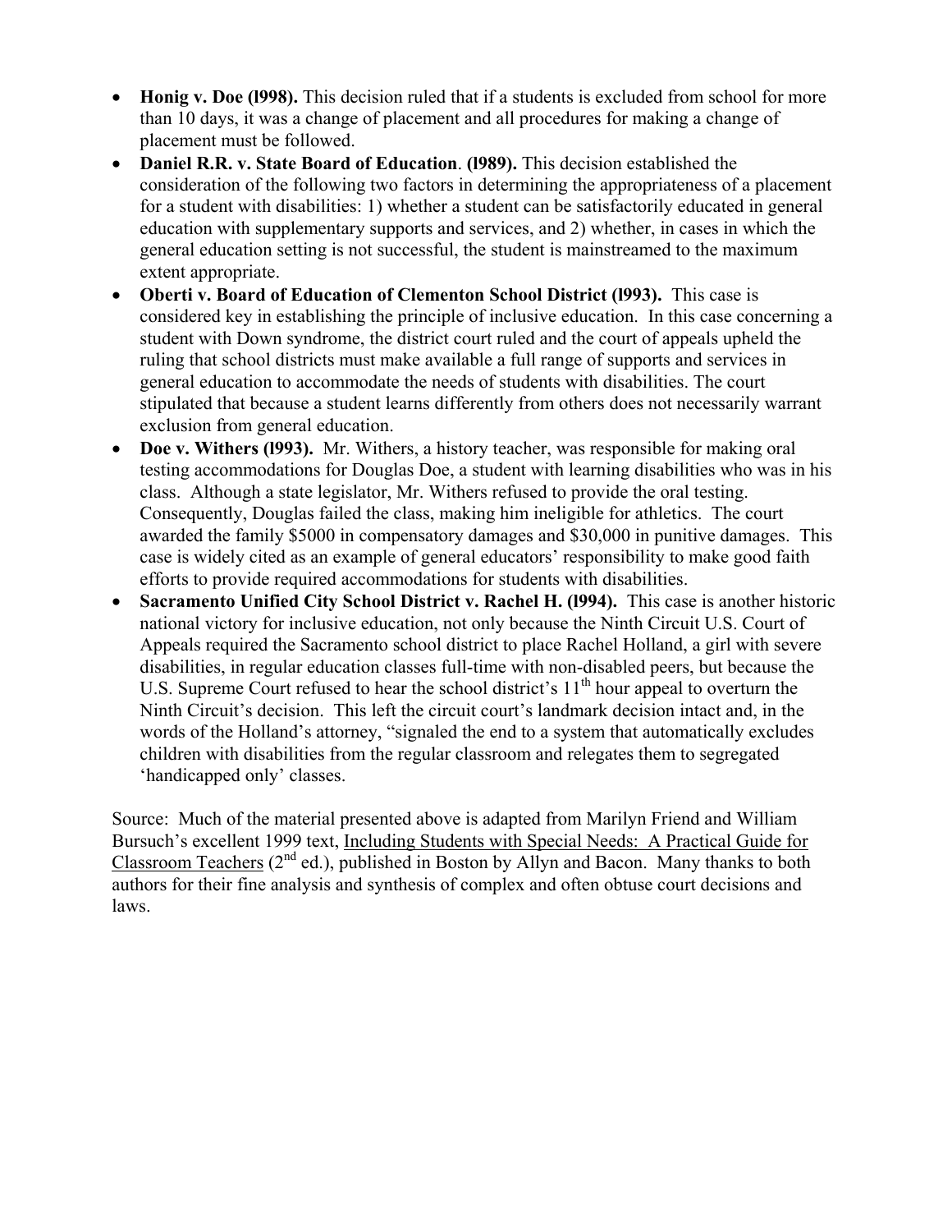- **Honig v. Doe (l998).** This decision ruled that if a students is excluded from school for more than 10 days, it was a change of placement and all procedures for making a change of placement must be followed.
- **Daniel R.R. v. State Board of Education**. **(l989).** This decision established the consideration of the following two factors in determining the appropriateness of a placement for a student with disabilities: 1) whether a student can be satisfactorily educated in general education with supplementary supports and services, and 2) whether, in cases in which the general education setting is not successful, the student is mainstreamed to the maximum extent appropriate.
- **Oberti v. Board of Education of Clementon School District (l993).** This case is considered key in establishing the principle of inclusive education. In this case concerning a student with Down syndrome, the district court ruled and the court of appeals upheld the ruling that school districts must make available a full range of supports and services in general education to accommodate the needs of students with disabilities. The court stipulated that because a student learns differently from others does not necessarily warrant exclusion from general education.
- **Doe v. Withers (l993).** Mr. Withers, a history teacher, was responsible for making oral testing accommodations for Douglas Doe, a student with learning disabilities who was in his class. Although a state legislator, Mr. Withers refused to provide the oral testing. Consequently, Douglas failed the class, making him ineligible for athletics. The court awarded the family $5000 in compensatory damages and $30,000 in punitive damages. This case is widely cited as an example of general educators' responsibility to make good faith efforts to provide required accommodations for students with disabilities.
- **Sacramento Unified City School District v. Rachel H. (l994).** This case is another historic national victory for inclusive education, not only because the Ninth Circuit U.S. Court of Appeals required the Sacramento school district to place Rachel Holland, a girl with severe disabilities, in regular education classes full-time with non-disabled peers, but because the U.S. Supreme Court refused to hear the school district's 11th hour appeal to overturn the Ninth Circuit's decision. This left the circuit court's landmark decision intact and, in the words of the Holland's attorney, "signaled the end to a system that automatically excludes children with disabilities from the regular classroom and relegates them to segregated 'handicapped only' classes.

Source: Much of the material presented above is adapted from Marilyn Friend and William Bursuch's excellent 1999 text, Including Students with Special Needs: A Practical Guide for Classroom Teachers (2nd ed.), published in Boston by Allyn and Bacon. Many thanks to both authors for their fine analysis and synthesis of complex and often obtuse court decisions and laws.